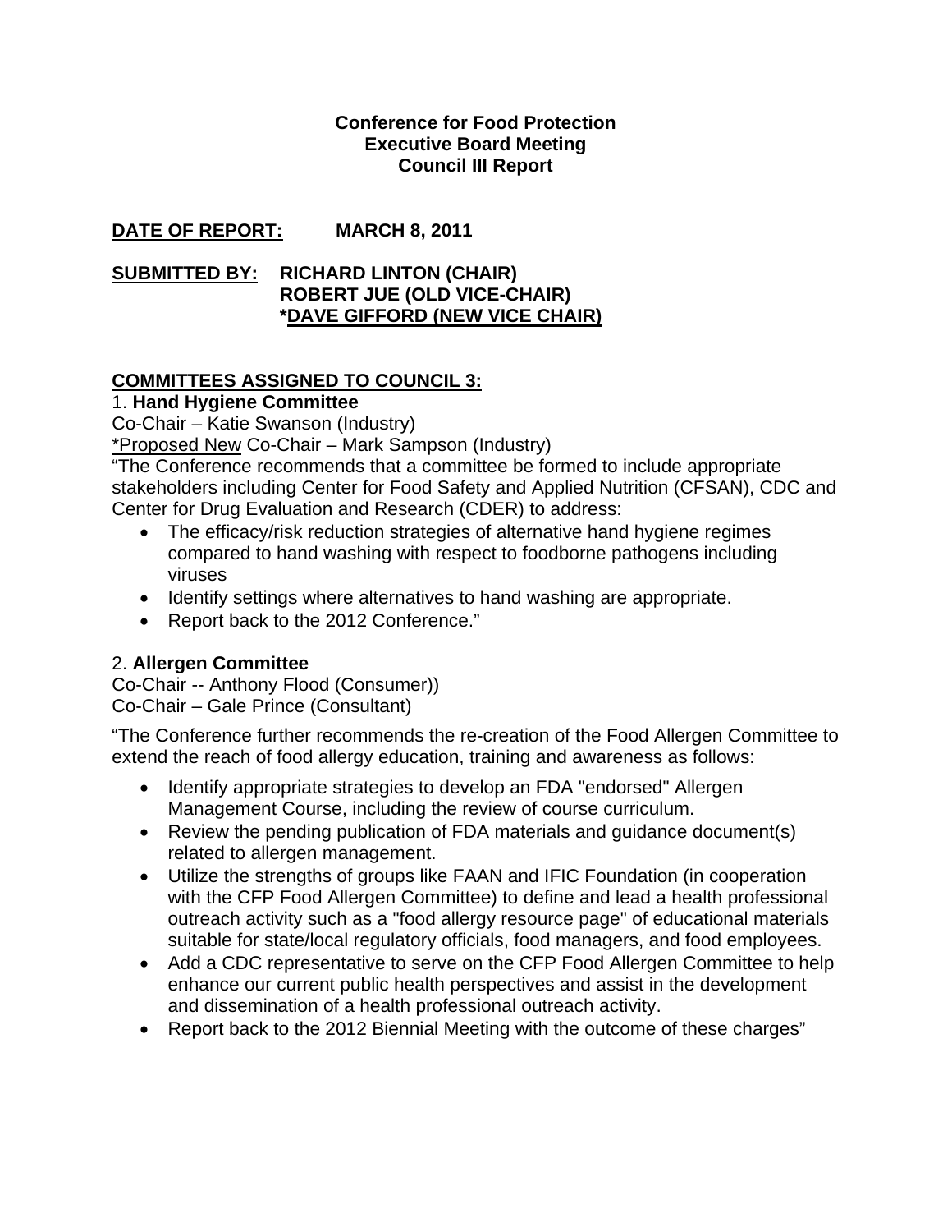**Conference for Food Protection**
**Executive Board Meeting**
**Council III Report**

**DATE OF REPORT:** **MARCH 8, 2011**

**SUBMITTED BY:** **RICHARD LINTON (CHAIR)**
**ROBERT JUE (OLD VICE-CHAIR)**
**\*DAVE GIFFORD (NEW VICE CHAIR)**

**COMMITTEES ASSIGNED TO COUNCIL 3:**

1. **Hand Hygiene Committee**

Co-Chair – Katie Swanson (Industry)
*Proposed New Co-Chair – Mark Sampson (Industry)

"The Conference recommends that a committee be formed to include appropriate stakeholders including Center for Food Safety and Applied Nutrition (CFSAN), CDC and Center for Drug Evaluation and Research (CDER) to address:

- The efficacy/risk reduction strategies of alternative hand hygiene regimes compared to hand washing with respect to foodborne pathogens including viruses
- Identify settings where alternatives to hand washing are appropriate.
- Report back to the 2012 Conference."

2. **Allergen Committee**

Co-Chair -- Anthony Flood (Consumer))
Co-Chair – Gale Prince (Consultant)

"The Conference further recommends the re-creation of the Food Allergen Committee to extend the reach of food allergy education, training and awareness as follows:

- Identify appropriate strategies to develop an FDA "endorsed" Allergen Management Course, including the review of course curriculum.
- Review the pending publication of FDA materials and guidance document(s) related to allergen management.
- Utilize the strengths of groups like FAAN and IFIC Foundation (in cooperation with the CFP Food Allergen Committee) to define and lead a health professional outreach activity such as a "food allergy resource page" of educational materials suitable for state/local regulatory officials, food managers, and food employees.
- Add a CDC representative to serve on the CFP Food Allergen Committee to help enhance our current public health perspectives and assist in the development and dissemination of a health professional outreach activity.
- Report back to the 2012 Biennial Meeting with the outcome of these charges"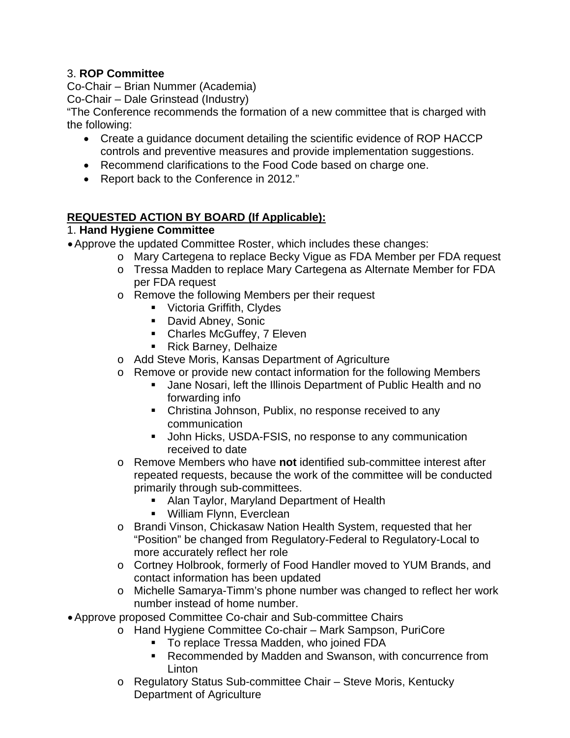3. **ROP Committee**

Co-Chair – Brian Nummer (Academia)

Co-Chair – Dale Grinstead (Industry)

"The Conference recommends the formation of a new committee that is charged with the following:

- Create a guidance document detailing the scientific evidence of ROP HACCP controls and preventive measures and provide implementation suggestions.
- Recommend clarifications to the Food Code based on charge one.
- Report back to the Conference in 2012."

**REQUESTED ACTION BY BOARD (If Applicable):**

1. **Hand Hygiene Committee**

- Approve the updated Committee Roster, which includes these changes:
  - Mary Cartegena to replace Becky Vigue as FDA Member per FDA request
  - Tressa Madden to replace Mary Cartegena as Alternate Member for FDA per FDA request
  - Remove the following Members per their request
    - Victoria Griffith, Clydes
    - David Abney, Sonic
    - Charles McGuffey, 7 Eleven
    - Rick Barney, Delhaize
  - Add Steve Moris, Kansas Department of Agriculture
  - Remove or provide new contact information for the following Members
    - Jane Nosari, left the Illinois Department of Public Health and no forwarding info
    - Christina Johnson, Publix, no response received to any communication
    - John Hicks, USDA-FSIS, no response to any communication received to date
  - Remove Members who have **not** identified sub-committee interest after repeated requests, because the work of the committee will be conducted primarily through sub-committees.
    - Alan Taylor, Maryland Department of Health
    - William Flynn, Everclean
  - Brandi Vinson, Chickasaw Nation Health System, requested that her "Position" be changed from Regulatory-Federal to Regulatory-Local to more accurately reflect her role
  - Cortney Holbrook, formerly of Food Handler moved to YUM Brands, and contact information has been updated
  - Michelle Samarya-Timm's phone number was changed to reflect her work number instead of home number.
- Approve proposed Committee Co-chair and Sub-committee Chairs
  - Hand Hygiene Committee Co-chair – Mark Sampson, PuriCore
    - To replace Tressa Madden, who joined FDA
    - Recommended by Madden and Swanson, with concurrence from Linton
  - Regulatory Status Sub-committee Chair – Steve Moris, Kentucky Department of Agriculture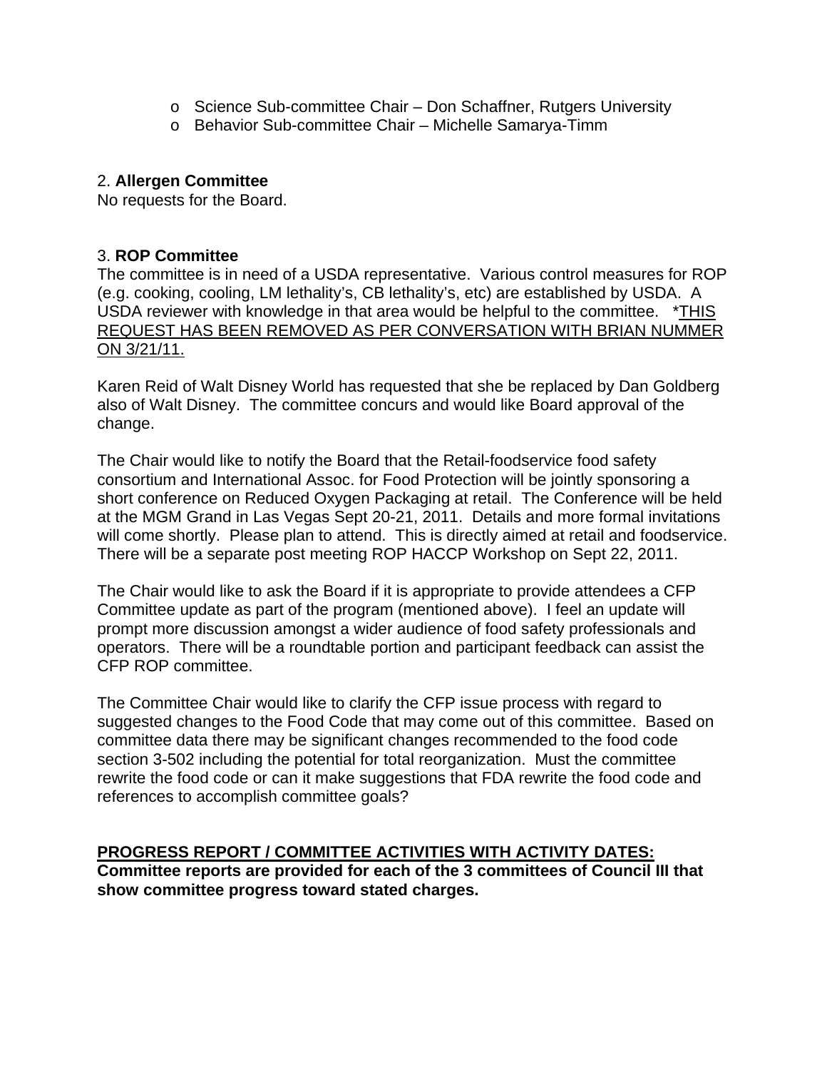- Science Sub-committee Chair – Don Schaffner, Rutgers University
- Behavior Sub-committee Chair – Michelle Samarya-Timm

2. **Allergen Committee**
No requests for the Board.

3. **ROP Committee**
The committee is in need of a USDA representative. Various control measures for ROP (e.g. cooking, cooling, LM lethality's, CB lethality's, etc) are established by USDA. A USDA reviewer with knowledge in that area would be helpful to the committee. *THIS REQUEST HAS BEEN REMOVED AS PER CONVERSATION WITH BRIAN NUMMER ON 3/21/11.

Karen Reid of Walt Disney World has requested that she be replaced by Dan Goldberg also of Walt Disney. The committee concurs and would like Board approval of the change.

The Chair would like to notify the Board that the Retail-foodservice food safety consortium and International Assoc. for Food Protection will be jointly sponsoring a short conference on Reduced Oxygen Packaging at retail. The Conference will be held at the MGM Grand in Las Vegas Sept 20-21, 2011. Details and more formal invitations will come shortly. Please plan to attend. This is directly aimed at retail and foodservice. There will be a separate post meeting ROP HACCP Workshop on Sept 22, 2011.

The Chair would like to ask the Board if it is appropriate to provide attendees a CFP Committee update as part of the program (mentioned above). I feel an update will prompt more discussion amongst a wider audience of food safety professionals and operators. There will be a roundtable portion and participant feedback can assist the CFP ROP committee.

The Committee Chair would like to clarify the CFP issue process with regard to suggested changes to the Food Code that may come out of this committee. Based on committee data there may be significant changes recommended to the food code section 3-502 including the potential for total reorganization. Must the committee rewrite the food code or can it make suggestions that FDA rewrite the food code and references to accomplish committee goals?

**PROGRESS REPORT / COMMITTEE ACTIVITIES WITH ACTIVITY DATES:**
**Committee reports are provided for each of the 3 committees of Council III that show committee progress toward stated charges.**